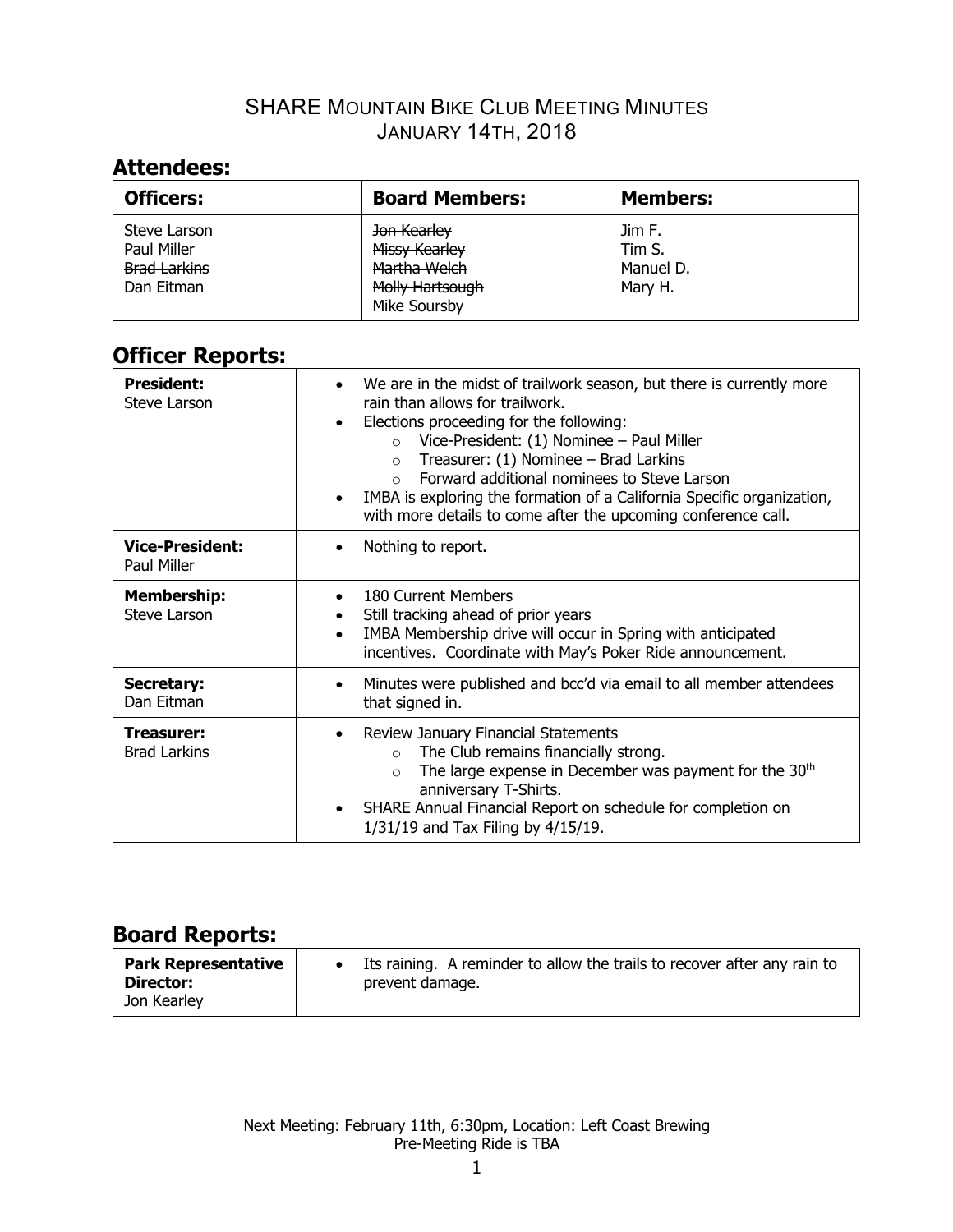# SHARE Mountain Bike Club Meeting Minutes
## January 14th, 2018

## Attendees:

| Officers: | Board Members: | Members: |
|---|---|---|
| Steve Larson<br>Paul Miller<br>~~Brad Larkins~~<br>Dan Eitman | ~~Jon Kearley~~<br>~~Missy Kearley~~<br>~~Martha Welch~~<br>~~Molly Hartsough~~<br>Mike Soursby | Jim F.<br>Tim S.<br>Manuel D.<br>Mary H. |

## Officer Reports:

| | |
|---|---|
| **President:**<br>Steve Larson | • We are in the midst of trailwork season, but there is currently more rain than allows for trailwork.<br>• Elections proceeding for the following:<br>&nbsp;&nbsp;&nbsp;&nbsp;○ Vice-President: (1) Nominee – Paul Miller<br>&nbsp;&nbsp;&nbsp;&nbsp;○ Treasurer: (1) Nominee – Brad Larkins<br>&nbsp;&nbsp;&nbsp;&nbsp;○ Forward additional nominees to Steve Larson<br>• IMBA is exploring the formation of a California Specific organization, with more details to come after the upcoming conference call. |
| **Vice-President:**<br>Paul Miller | • Nothing to report. |
| **Membership:**<br>Steve Larson | • 180 Current Members<br>• Still tracking ahead of prior years<br>• IMBA Membership drive will occur in Spring with anticipated incentives. Coordinate with May's Poker Ride announcement. |
| **Secretary:**<br>Dan Eitman | • Minutes were published and bcc'd via email to all member attendees that signed in. |
| **Treasurer:**<br>Brad Larkins | • Review January Financial Statements<br>&nbsp;&nbsp;&nbsp;&nbsp;○ The Club remains financially strong.<br>&nbsp;&nbsp;&nbsp;&nbsp;○ The large expense in December was payment for the 30th anniversary T-Shirts.<br>• SHARE Annual Financial Report on schedule for completion on 1/31/19 and Tax Filing by 4/15/19. |

## Board Reports:

| | |
|---|---|
| **Park Representative Director:**<br>Jon Kearley | • Its raining. A reminder to allow the trails to recover after any rain to prevent damage. |

Next Meeting: February 11th, 6:30pm, Location: Left Coast Brewing
Pre-Meeting Ride is TBA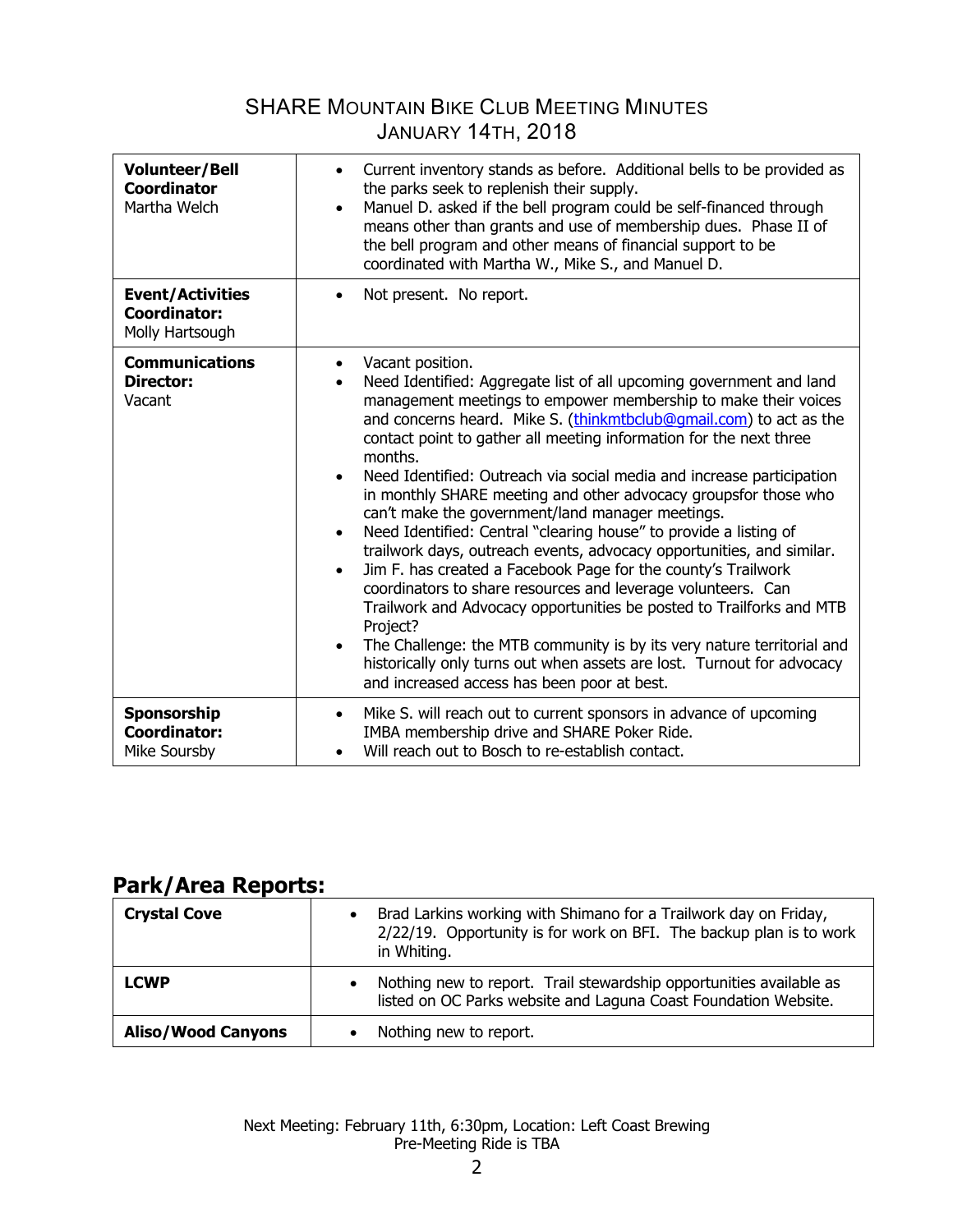## SHARE Mountain Bike Club Meeting Minutes
### January 14th, 2018

| | |
|---|---|
| **Volunteer/Bell Coordinator** Martha Welch | • Current inventory stands as before. Additional bells to be provided as the parks seek to replenish their supply.<br>• Manuel D. asked if the bell program could be self-financed through means other than grants and use of membership dues. Phase II of the bell program and other means of financial support to be coordinated with Martha W., Mike S., and Manuel D. |
| **Event/Activities Coordinator:** Molly Hartsough | • Not present. No report. |
| **Communications Director:** Vacant | • Vacant position.<br>• Need Identified: Aggregate list of all upcoming government and land management meetings to empower membership to make their voices and concerns heard. Mike S. (thinkmtbclub@gmail.com) to act as the contact point to gather all meeting information for the next three months.<br>• Need Identified: Outreach via social media and increase participation in monthly SHARE meeting and other advocacy groupsfor those who can't make the government/land manager meetings.<br>• Need Identified: Central "clearing house" to provide a listing of trailwork days, outreach events, advocacy opportunities, and similar.<br>• Jim F. has created a Facebook Page for the county's Trailwork coordinators to share resources and leverage volunteers. Can Trailwork and Advocacy opportunities be posted to Trailforks and MTB Project?<br>• The Challenge: the MTB community is by its very nature territorial and historically only turns out when assets are lost. Turnout for advocacy and increased access has been poor at best. |
| **Sponsorship Coordinator:** Mike Soursby | • Mike S. will reach out to current sponsors in advance of upcoming IMBA membership drive and SHARE Poker Ride.<br>• Will reach out to Bosch to re-establish contact. |

## Park/Area Reports:

| | |
|---|---|
| **Crystal Cove** | • Brad Larkins working with Shimano for a Trailwork day on Friday, 2/22/19. Opportunity is for work on BFI. The backup plan is to work in Whiting. |
| **LCWP** | • Nothing new to report. Trail stewardship opportunities available as listed on OC Parks website and Laguna Coast Foundation Website. |
| **Aliso/Wood Canyons** | • Nothing new to report. |

Next Meeting: February 11th, 6:30pm, Location: Left Coast Brewing
Pre-Meeting Ride is TBA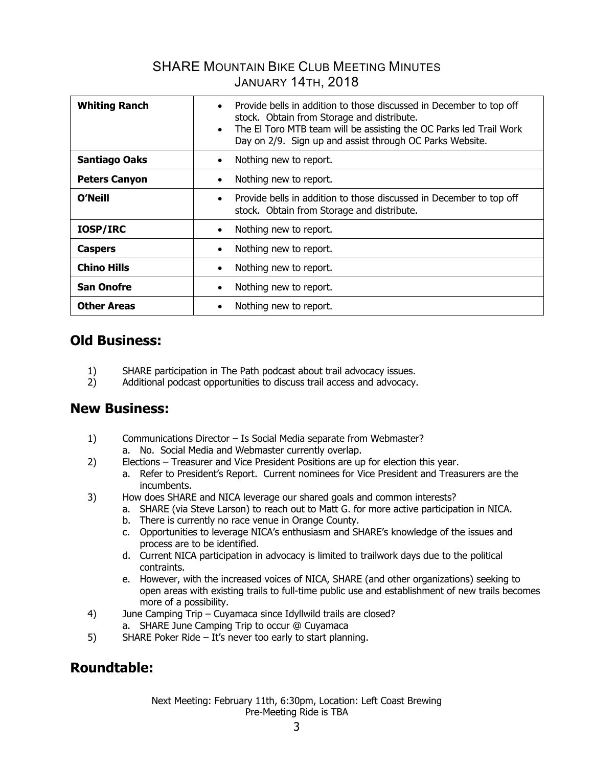# SHARE Mountain Bike Club Meeting Minutes
## January 14th, 2018

| | |
|---|---|
| **Whiting Ranch** | • Provide bells in addition to those discussed in December to top off stock. Obtain from Storage and distribute.<br>• The El Toro MTB team will be assisting the OC Parks led Trail Work Day on 2/9. Sign up and assist through OC Parks Website. |
| **Santiago Oaks** | • Nothing new to report. |
| **Peters Canyon** | • Nothing new to report. |
| **O'Neill** | • Provide bells in addition to those discussed in December to top off stock. Obtain from Storage and distribute. |
| **IOSP/IRC** | • Nothing new to report. |
| **Caspers** | • Nothing new to report. |
| **Chino Hills** | • Nothing new to report. |
| **San Onofre** | • Nothing new to report. |
| **Other Areas** | • Nothing new to report. |

## Old Business:

1) SHARE participation in The Path podcast about trail advocacy issues.
2) Additional podcast opportunities to discuss trail access and advocacy.

## New Business:

1) Communications Director – Is Social Media separate from Webmaster?
   a. No. Social Media and Webmaster currently overlap.
2) Elections – Treasurer and Vice President Positions are up for election this year.
   a. Refer to President's Report. Current nominees for Vice President and Treasurers are the incumbents.
3) How does SHARE and NICA leverage our shared goals and common interests?
   a. SHARE (via Steve Larson) to reach out to Matt G. for more active participation in NICA.
   b. There is currently no race venue in Orange County.
   c. Opportunities to leverage NICA's enthusiasm and SHARE's knowledge of the issues and process are to be identified.
   d. Current NICA participation in advocacy is limited to trailwork days due to the political contraints.
   e. However, with the increased voices of NICA, SHARE (and other organizations) seeking to open areas with existing trails to full-time public use and establishment of new trails becomes more of a possibility.
4) June Camping Trip – Cuyamaca since Idyllwild trails are closed?
   a. SHARE June Camping Trip to occur @ Cuyamaca
5) SHARE Poker Ride – It's never too early to start planning.

## Roundtable:

Next Meeting: February 11th, 6:30pm, Location: Left Coast Brewing
Pre-Meeting Ride is TBA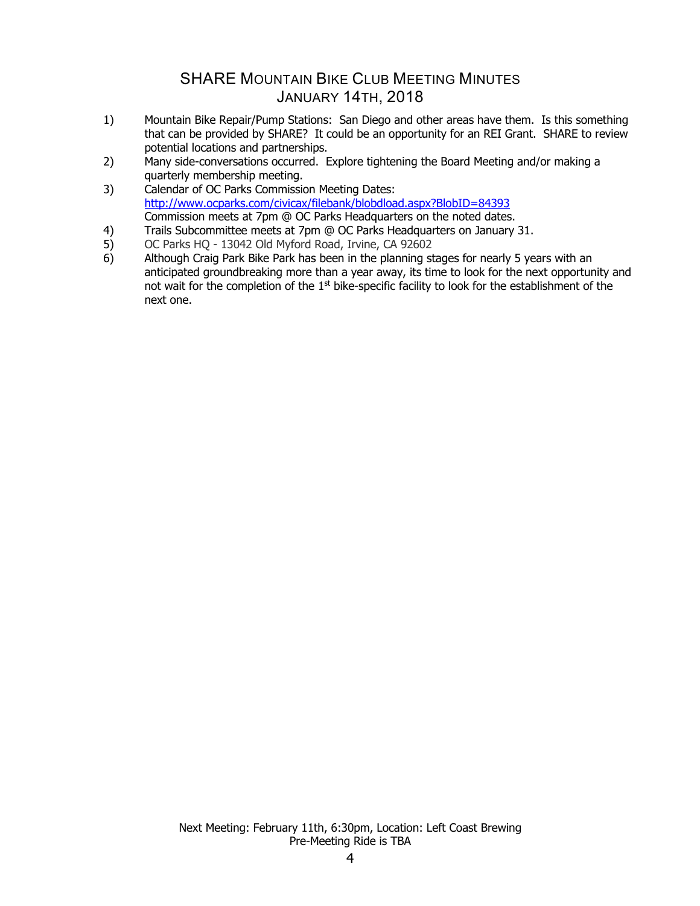# SHARE Mountain Bike Club Meeting Minutes
## January 14th, 2018

1) Mountain Bike Repair/Pump Stations: San Diego and other areas have them. Is this something that can be provided by SHARE? It could be an opportunity for an REI Grant. SHARE to review potential locations and partnerships.
2) Many side-conversations occurred. Explore tightening the Board Meeting and/or making a quarterly membership meeting.
3) Calendar of OC Parks Commission Meeting Dates: [http://www.ocparks.com/civicax/filebank/blobdload.aspx?BlobID=84393](http://www.ocparks.com/civicax/filebank/blobdload.aspx?BlobID=84393)
   Commission meets at 7pm @ OC Parks Headquarters on the noted dates.
4) Trails Subcommittee meets at 7pm @ OC Parks Headquarters on January 31.
5) OC Parks HQ - 13042 Old Myford Road, Irvine, CA 92602
6) Although Craig Park Bike Park has been in the planning stages for nearly 5 years with an anticipated groundbreaking more than a year away, its time to look for the next opportunity and not wait for the completion of the 1st bike-specific facility to look for the establishment of the next one.

Next Meeting: February 11th, 6:30pm, Location: Left Coast Brewing
Pre-Meeting Ride is TBA